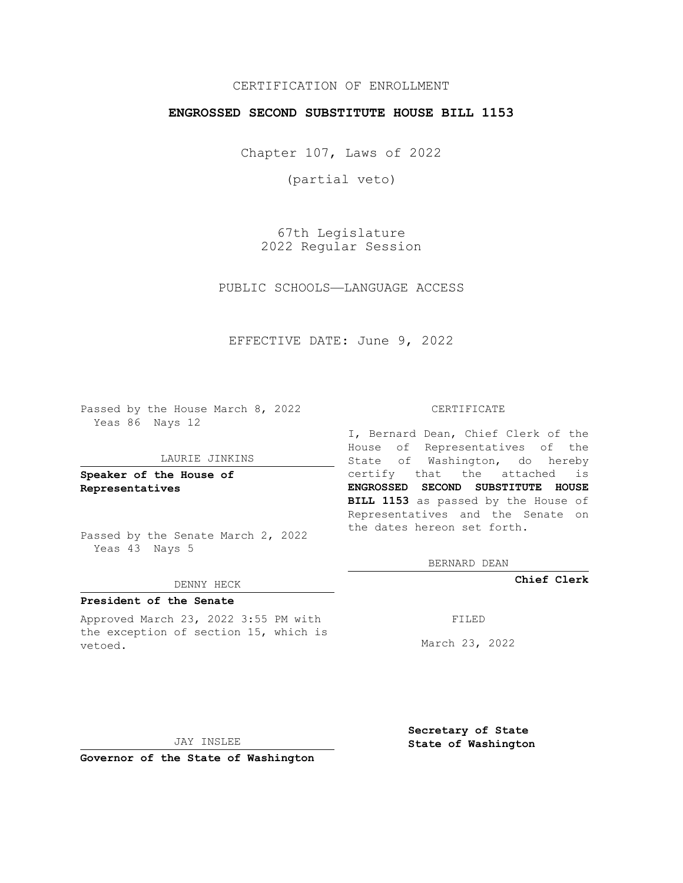CERTIFICATION OF ENROLLMENT

**ENGROSSED SECOND SUBSTITUTE HOUSE BILL 1153**

Chapter 107, Laws of 2022

(partial veto)

67th Legislature
2022 Regular Session

PUBLIC SCHOOLS—LANGUAGE ACCESS

EFFECTIVE DATE: June 9, 2022

Passed by the House March 8, 2022
Yeas 86 Nays 12

LAURIE JINKINS

**Speaker of the House of Representatives**

Passed by the Senate March 2, 2022
Yeas 43 Nays 5

DENNY HECK

**President of the Senate**

Approved March 23, 2022 3:55 PM with the exception of section 15, which is vetoed.

JAY INSLEE

**Governor of the State of Washington**

CERTIFICATE

I, Bernard Dean, Chief Clerk of the House of Representatives of the State of Washington, do hereby certify that the attached is **ENGROSSED SECOND SUBSTITUTE HOUSE BILL 1153** as passed by the House of Representatives and the Senate on the dates hereon set forth.

BERNARD DEAN

**Chief Clerk**

FILED

March 23, 2022

**Secretary of State State of Washington**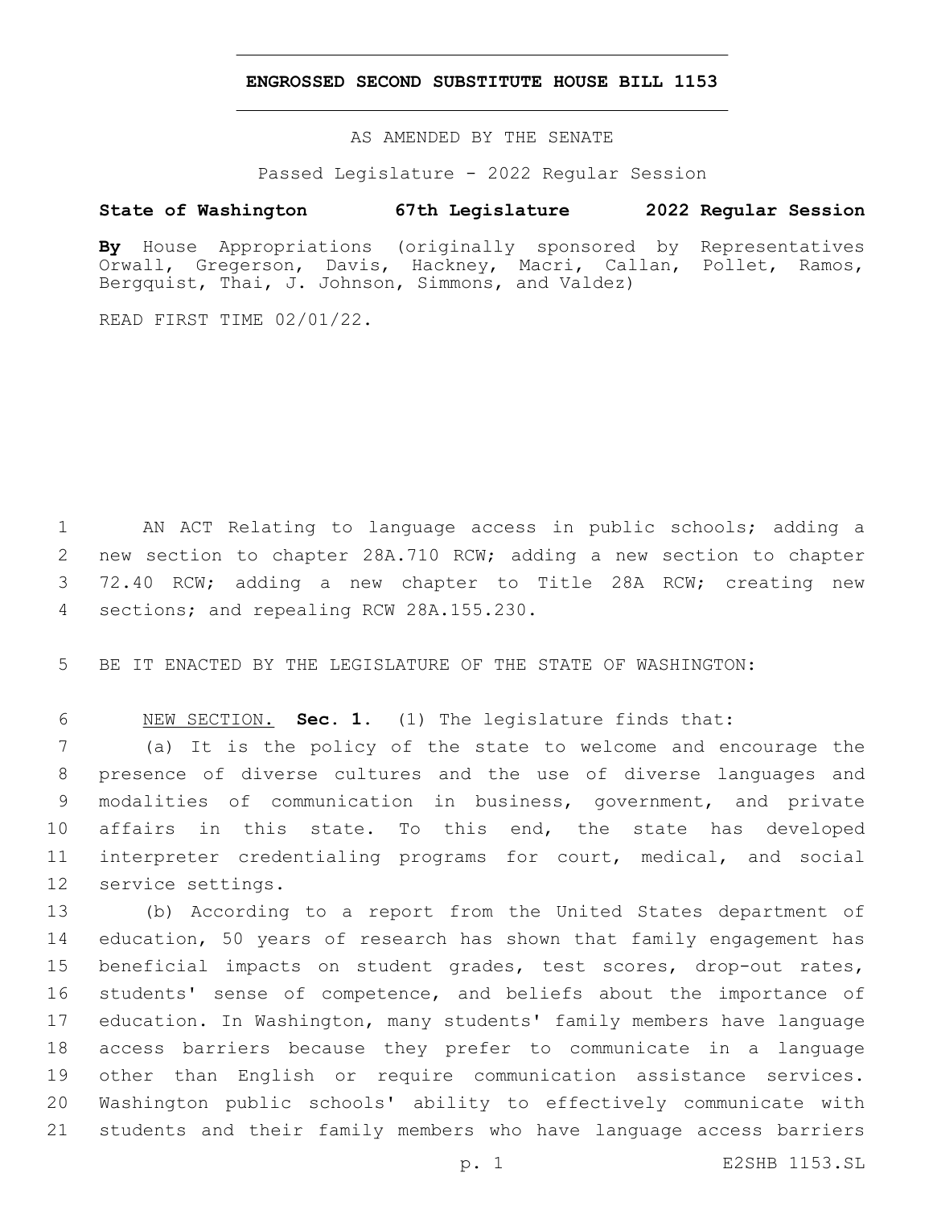# ENGROSSED SECOND SUBSTITUTE HOUSE BILL 1153

AS AMENDED BY THE SENATE

Passed Legislature - 2022 Regular Session

**State of Washington 67th Legislature 2022 Regular Session**

**By** House Appropriations (originally sponsored by Representatives Orwall, Gregerson, Davis, Hackney, Macri, Callan, Pollet, Ramos, Bergquist, Thai, J. Johnson, Simmons, and Valdez)

READ FIRST TIME 02/01/22.

AN ACT Relating to language access in public schools; adding a new section to chapter 28A.710 RCW; adding a new section to chapter 72.40 RCW; adding a new chapter to Title 28A RCW; creating new sections; and repealing RCW 28A.155.230.

BE IT ENACTED BY THE LEGISLATURE OF THE STATE OF WASHINGTON:

NEW SECTION. **Sec. 1.** (1) The legislature finds that:

(a) It is the policy of the state to welcome and encourage the presence of diverse cultures and the use of diverse languages and modalities of communication in business, government, and private affairs in this state. To this end, the state has developed interpreter credentialing programs for court, medical, and social service settings.

(b) According to a report from the United States department of education, 50 years of research has shown that family engagement has beneficial impacts on student grades, test scores, drop-out rates, students' sense of competence, and beliefs about the importance of education. In Washington, many students' family members have language access barriers because they prefer to communicate in a language other than English or require communication assistance services. Washington public schools' ability to effectively communicate with students and their family members who have language access barriers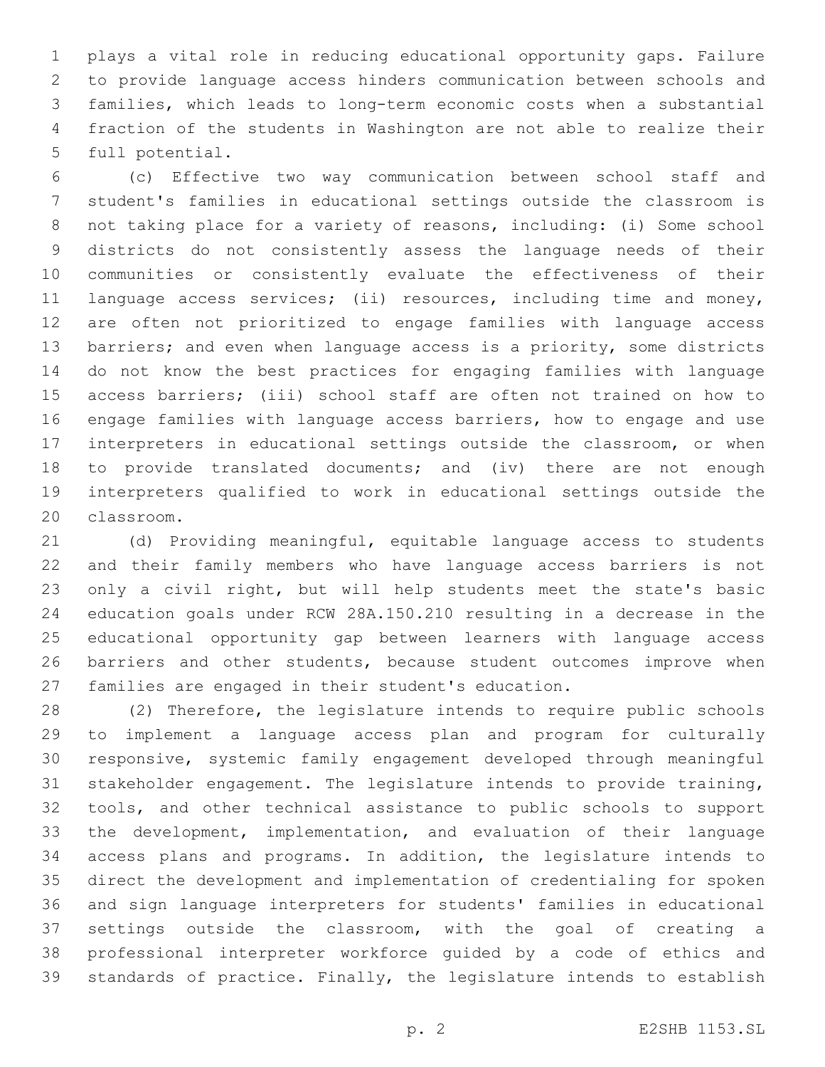plays a vital role in reducing educational opportunity gaps. Failure to provide language access hinders communication between schools and families, which leads to long-term economic costs when a substantial fraction of the students in Washington are not able to realize their full potential.

(c) Effective two way communication between school staff and student's families in educational settings outside the classroom is not taking place for a variety of reasons, including: (i) Some school districts do not consistently assess the language needs of their communities or consistently evaluate the effectiveness of their language access services; (ii) resources, including time and money, are often not prioritized to engage families with language access barriers; and even when language access is a priority, some districts do not know the best practices for engaging families with language access barriers; (iii) school staff are often not trained on how to engage families with language access barriers, how to engage and use interpreters in educational settings outside the classroom, or when to provide translated documents; and (iv) there are not enough interpreters qualified to work in educational settings outside the classroom.

(d) Providing meaningful, equitable language access to students and their family members who have language access barriers is not only a civil right, but will help students meet the state's basic education goals under RCW 28A.150.210 resulting in a decrease in the educational opportunity gap between learners with language access barriers and other students, because student outcomes improve when families are engaged in their student's education.

(2) Therefore, the legislature intends to require public schools to implement a language access plan and program for culturally responsive, systemic family engagement developed through meaningful stakeholder engagement. The legislature intends to provide training, tools, and other technical assistance to public schools to support the development, implementation, and evaluation of their language access plans and programs. In addition, the legislature intends to direct the development and implementation of credentialing for spoken and sign language interpreters for students' families in educational settings outside the classroom, with the goal of creating a professional interpreter workforce guided by a code of ethics and standards of practice. Finally, the legislature intends to establish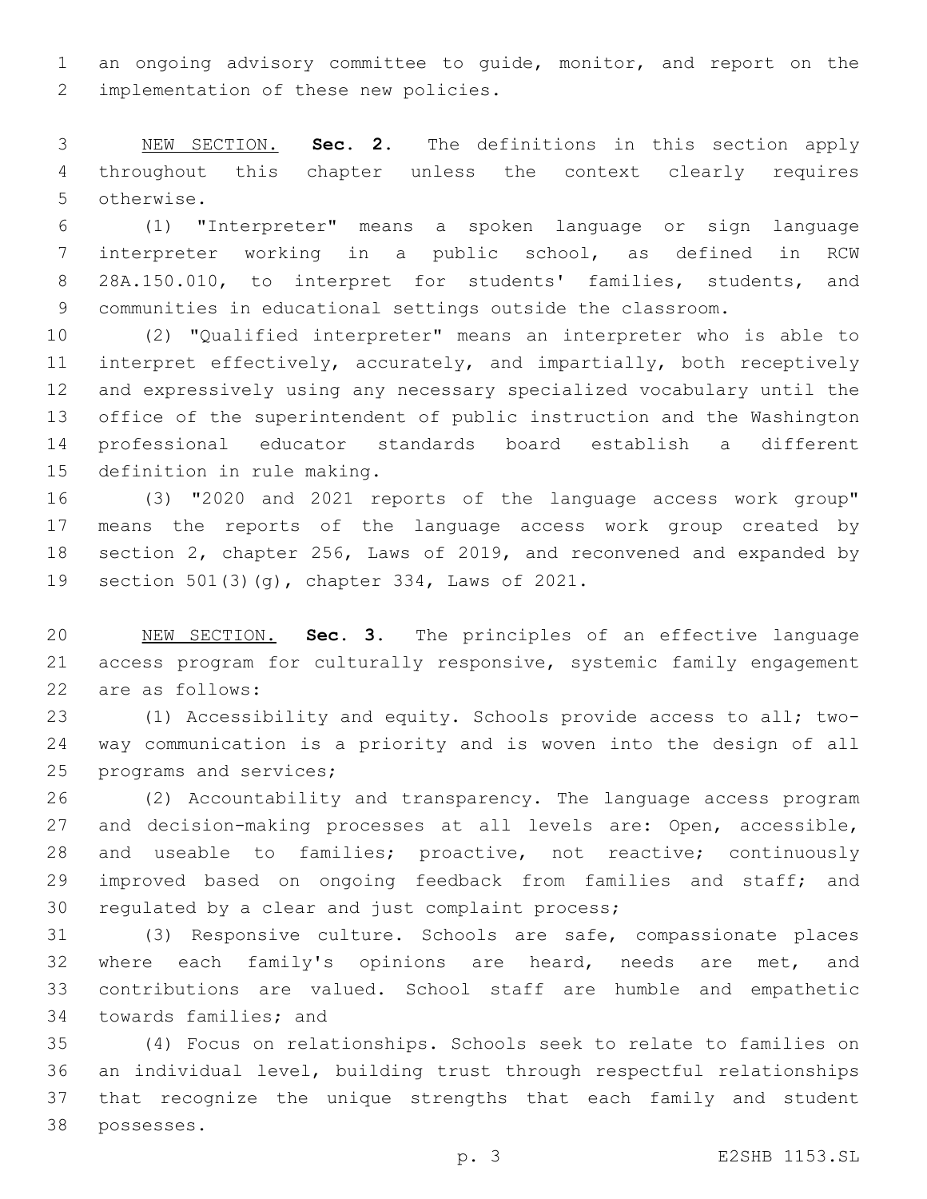an ongoing advisory committee to guide, monitor, and report on the implementation of these new policies.

NEW SECTION. **Sec. 2.** The definitions in this section apply throughout this chapter unless the context clearly requires otherwise.

(1) "Interpreter" means a spoken language or sign language interpreter working in a public school, as defined in RCW 28A.150.010, to interpret for students' families, students, and communities in educational settings outside the classroom.

(2) "Qualified interpreter" means an interpreter who is able to interpret effectively, accurately, and impartially, both receptively and expressively using any necessary specialized vocabulary until the office of the superintendent of public instruction and the Washington professional educator standards board establish a different definition in rule making.

(3) "2020 and 2021 reports of the language access work group" means the reports of the language access work group created by section 2, chapter 256, Laws of 2019, and reconvened and expanded by section 501(3)(g), chapter 334, Laws of 2021.

NEW SECTION. **Sec. 3.** The principles of an effective language access program for culturally responsive, systemic family engagement are as follows:

(1) Accessibility and equity. Schools provide access to all; two-way communication is a priority and is woven into the design of all programs and services;

(2) Accountability and transparency. The language access program and decision-making processes at all levels are: Open, accessible, and useable to families; proactive, not reactive; continuously improved based on ongoing feedback from families and staff; and regulated by a clear and just complaint process;

(3) Responsive culture. Schools are safe, compassionate places where each family's opinions are heard, needs are met, and contributions are valued. School staff are humble and empathetic towards families; and

(4) Focus on relationships. Schools seek to relate to families on an individual level, building trust through respectful relationships that recognize the unique strengths that each family and student possesses.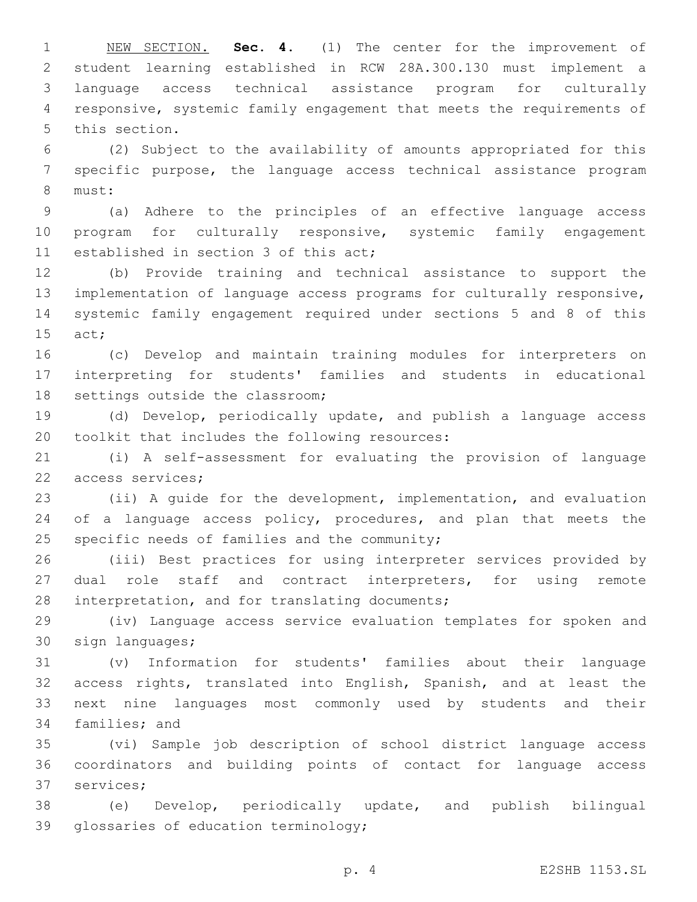<u>NEW SECTION.</u> **Sec. 4.** (1) The center for the improvement of student learning established in RCW 28A.300.130 must implement a language access technical assistance program for culturally responsive, systemic family engagement that meets the requirements of this section.

(2) Subject to the availability of amounts appropriated for this specific purpose, the language access technical assistance program must:

(a) Adhere to the principles of an effective language access program for culturally responsive, systemic family engagement established in section 3 of this act;

(b) Provide training and technical assistance to support the implementation of language access programs for culturally responsive, systemic family engagement required under sections 5 and 8 of this act;

(c) Develop and maintain training modules for interpreters on interpreting for students' families and students in educational settings outside the classroom;

(d) Develop, periodically update, and publish a language access toolkit that includes the following resources:

(i) A self-assessment for evaluating the provision of language access services;

(ii) A guide for the development, implementation, and evaluation of a language access policy, procedures, and plan that meets the specific needs of families and the community;

(iii) Best practices for using interpreter services provided by dual role staff and contract interpreters, for using remote interpretation, and for translating documents;

(iv) Language access service evaluation templates for spoken and sign languages;

(v) Information for students' families about their language access rights, translated into English, Spanish, and at least the next nine languages most commonly used by students and their families; and

(vi) Sample job description of school district language access coordinators and building points of contact for language access services;

(e) Develop, periodically update, and publish bilingual glossaries of education terminology;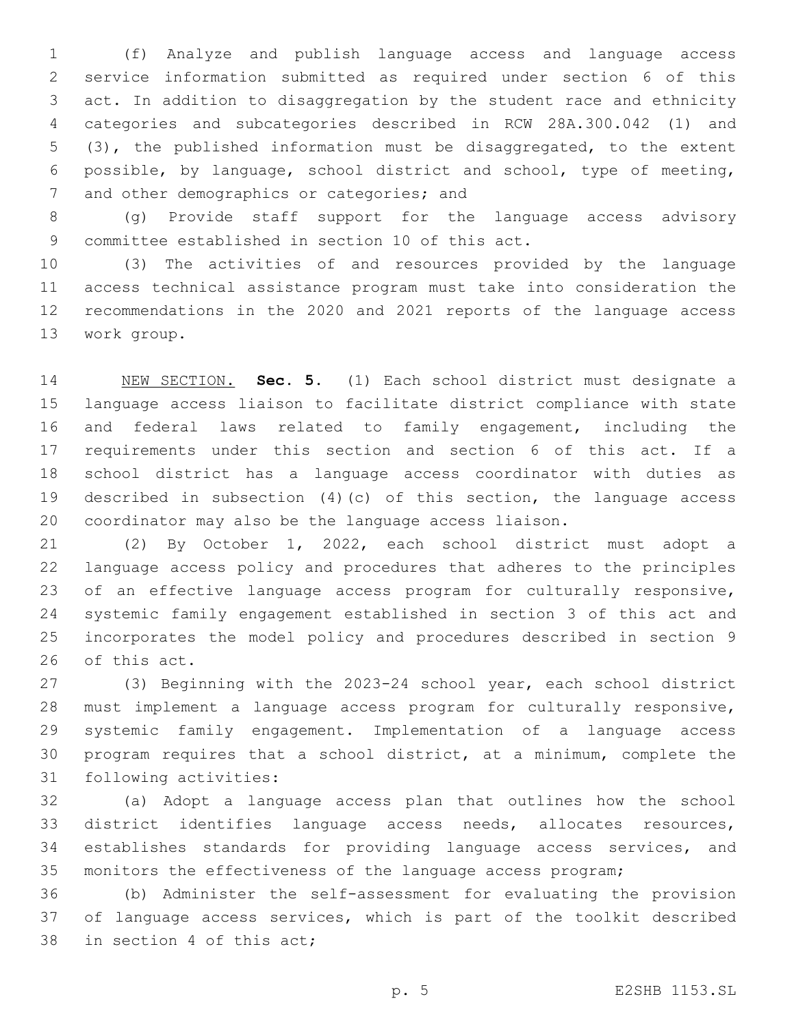(f) Analyze and publish language access and language access service information submitted as required under section 6 of this act. In addition to disaggregation by the student race and ethnicity categories and subcategories described in RCW 28A.300.042 (1) and (3), the published information must be disaggregated, to the extent possible, by language, school district and school, type of meeting, and other demographics or categories; and

(g) Provide staff support for the language access advisory committee established in section 10 of this act.

(3) The activities of and resources provided by the language access technical assistance program must take into consideration the recommendations in the 2020 and 2021 reports of the language access work group.

NEW SECTION. **Sec. 5.** (1) Each school district must designate a language access liaison to facilitate district compliance with state and federal laws related to family engagement, including the requirements under this section and section 6 of this act. If a school district has a language access coordinator with duties as described in subsection (4)(c) of this section, the language access coordinator may also be the language access liaison.

(2) By October 1, 2022, each school district must adopt a language access policy and procedures that adheres to the principles of an effective language access program for culturally responsive, systemic family engagement established in section 3 of this act and incorporates the model policy and procedures described in section 9 of this act.

(3) Beginning with the 2023-24 school year, each school district must implement a language access program for culturally responsive, systemic family engagement. Implementation of a language access program requires that a school district, at a minimum, complete the following activities:

(a) Adopt a language access plan that outlines how the school district identifies language access needs, allocates resources, establishes standards for providing language access services, and monitors the effectiveness of the language access program;

(b) Administer the self-assessment for evaluating the provision of language access services, which is part of the toolkit described in section 4 of this act;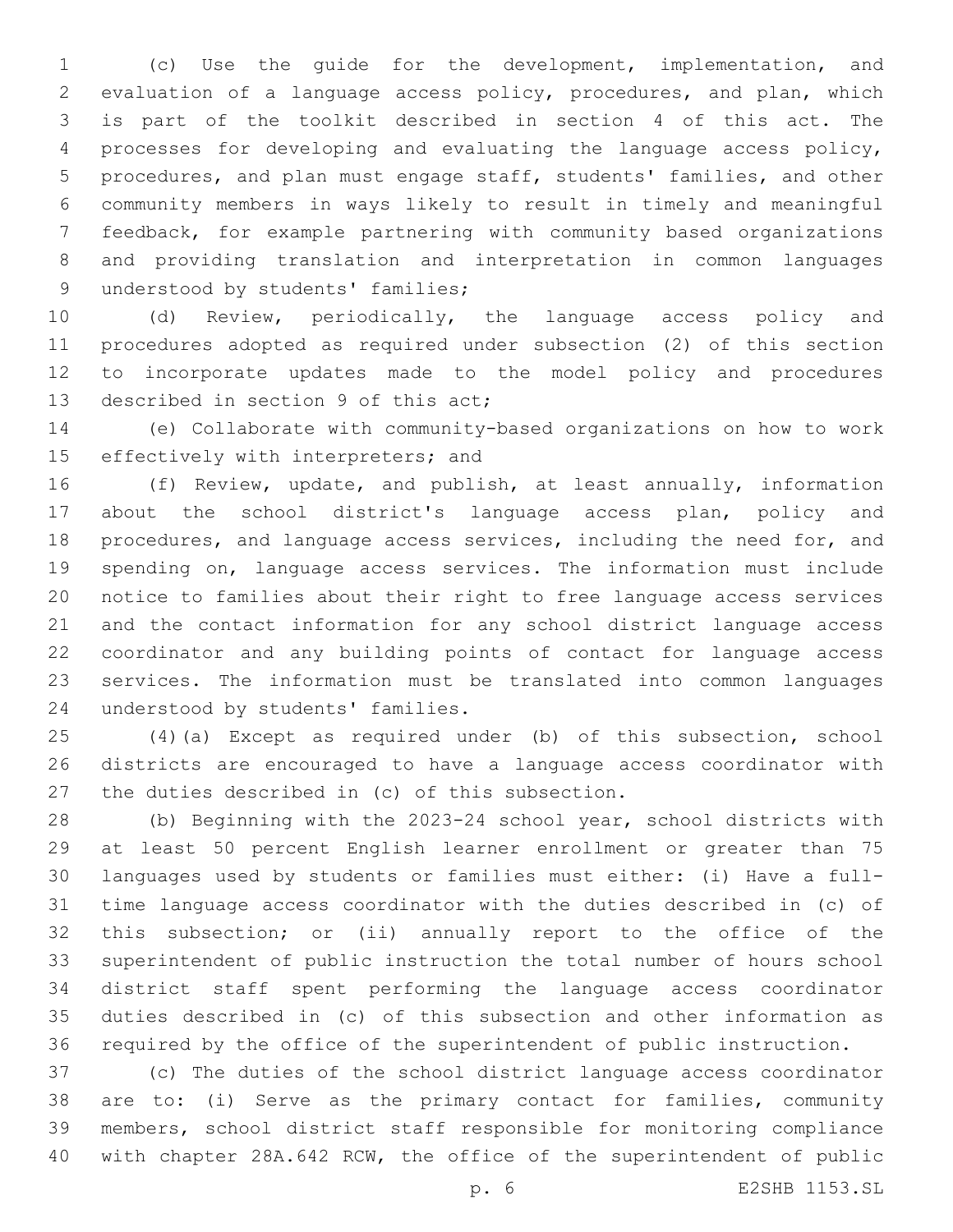(c) Use the guide for the development, implementation, and evaluation of a language access policy, procedures, and plan, which is part of the toolkit described in section 4 of this act. The processes for developing and evaluating the language access policy, procedures, and plan must engage staff, students' families, and other community members in ways likely to result in timely and meaningful feedback, for example partnering with community based organizations and providing translation and interpretation in common languages understood by students' families;

(d) Review, periodically, the language access policy and procedures adopted as required under subsection (2) of this section to incorporate updates made to the model policy and procedures described in section 9 of this act;

(e) Collaborate with community-based organizations on how to work effectively with interpreters; and

(f) Review, update, and publish, at least annually, information about the school district's language access plan, policy and procedures, and language access services, including the need for, and spending on, language access services. The information must include notice to families about their right to free language access services and the contact information for any school district language access coordinator and any building points of contact for language access services. The information must be translated into common languages understood by students' families.

(4)(a) Except as required under (b) of this subsection, school districts are encouraged to have a language access coordinator with the duties described in (c) of this subsection.

(b) Beginning with the 2023-24 school year, school districts with at least 50 percent English learner enrollment or greater than 75 languages used by students or families must either: (i) Have a full-time language access coordinator with the duties described in (c) of this subsection; or (ii) annually report to the office of the superintendent of public instruction the total number of hours school district staff spent performing the language access coordinator duties described in (c) of this subsection and other information as required by the office of the superintendent of public instruction.

(c) The duties of the school district language access coordinator are to: (i) Serve as the primary contact for families, community members, school district staff responsible for monitoring compliance with chapter 28A.642 RCW, the office of the superintendent of public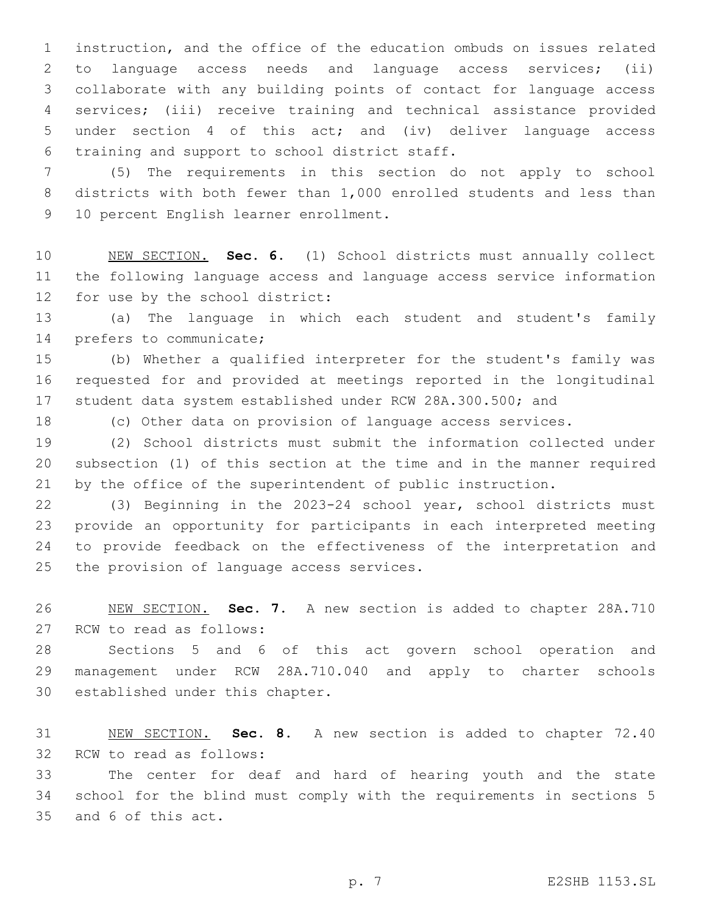instruction, and the office of the education ombuds on issues related to language access needs and language access services; (ii) collaborate with any building points of contact for language access services; (iii) receive training and technical assistance provided under section 4 of this act; and (iv) deliver language access training and support to school district staff.

(5) The requirements in this section do not apply to school districts with both fewer than 1,000 enrolled students and less than 10 percent English learner enrollment.

NEW SECTION. **Sec. 6.** (1) School districts must annually collect the following language access and language access service information for use by the school district:

(a) The language in which each student and student's family prefers to communicate;

(b) Whether a qualified interpreter for the student's family was requested for and provided at meetings reported in the longitudinal student data system established under RCW 28A.300.500; and

(c) Other data on provision of language access services.

(2) School districts must submit the information collected under subsection (1) of this section at the time and in the manner required by the office of the superintendent of public instruction.

(3) Beginning in the 2023-24 school year, school districts must provide an opportunity for participants in each interpreted meeting to provide feedback on the effectiveness of the interpretation and the provision of language access services.

NEW SECTION. **Sec. 7.** A new section is added to chapter 28A.710 RCW to read as follows:

Sections 5 and 6 of this act govern school operation and management under RCW 28A.710.040 and apply to charter schools established under this chapter.

NEW SECTION. **Sec. 8.** A new section is added to chapter 72.40 RCW to read as follows:

The center for deaf and hard of hearing youth and the state school for the blind must comply with the requirements in sections 5 and 6 of this act.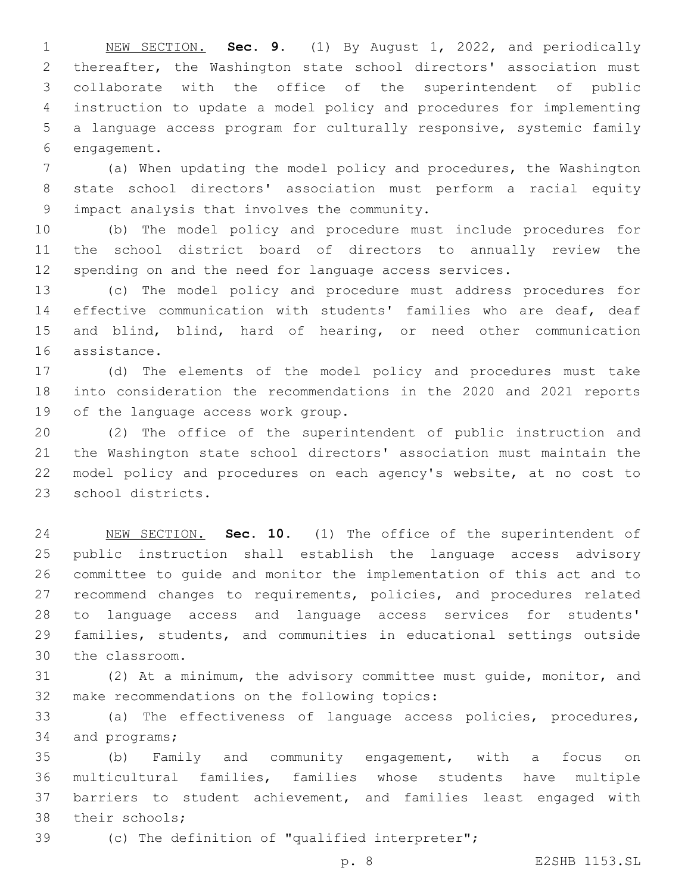NEW SECTION. **Sec. 9.** (1) By August 1, 2022, and periodically thereafter, the Washington state school directors' association must collaborate with the office of the superintendent of public instruction to update a model policy and procedures for implementing a language access program for culturally responsive, systemic family engagement.

(a) When updating the model policy and procedures, the Washington state school directors' association must perform a racial equity impact analysis that involves the community.

(b) The model policy and procedure must include procedures for the school district board of directors to annually review the spending on and the need for language access services.

(c) The model policy and procedure must address procedures for effective communication with students' families who are deaf, deaf and blind, blind, hard of hearing, or need other communication assistance.

(d) The elements of the model policy and procedures must take into consideration the recommendations in the 2020 and 2021 reports of the language access work group.

(2) The office of the superintendent of public instruction and the Washington state school directors' association must maintain the model policy and procedures on each agency's website, at no cost to school districts.

NEW SECTION. **Sec. 10.** (1) The office of the superintendent of public instruction shall establish the language access advisory committee to guide and monitor the implementation of this act and to recommend changes to requirements, policies, and procedures related to language access and language access services for students' families, students, and communities in educational settings outside the classroom.

(2) At a minimum, the advisory committee must guide, monitor, and make recommendations on the following topics:

(a) The effectiveness of language access policies, procedures, and programs;

(b) Family and community engagement, with a focus on multicultural families, families whose students have multiple barriers to student achievement, and families least engaged with their schools;

(c) The definition of "qualified interpreter";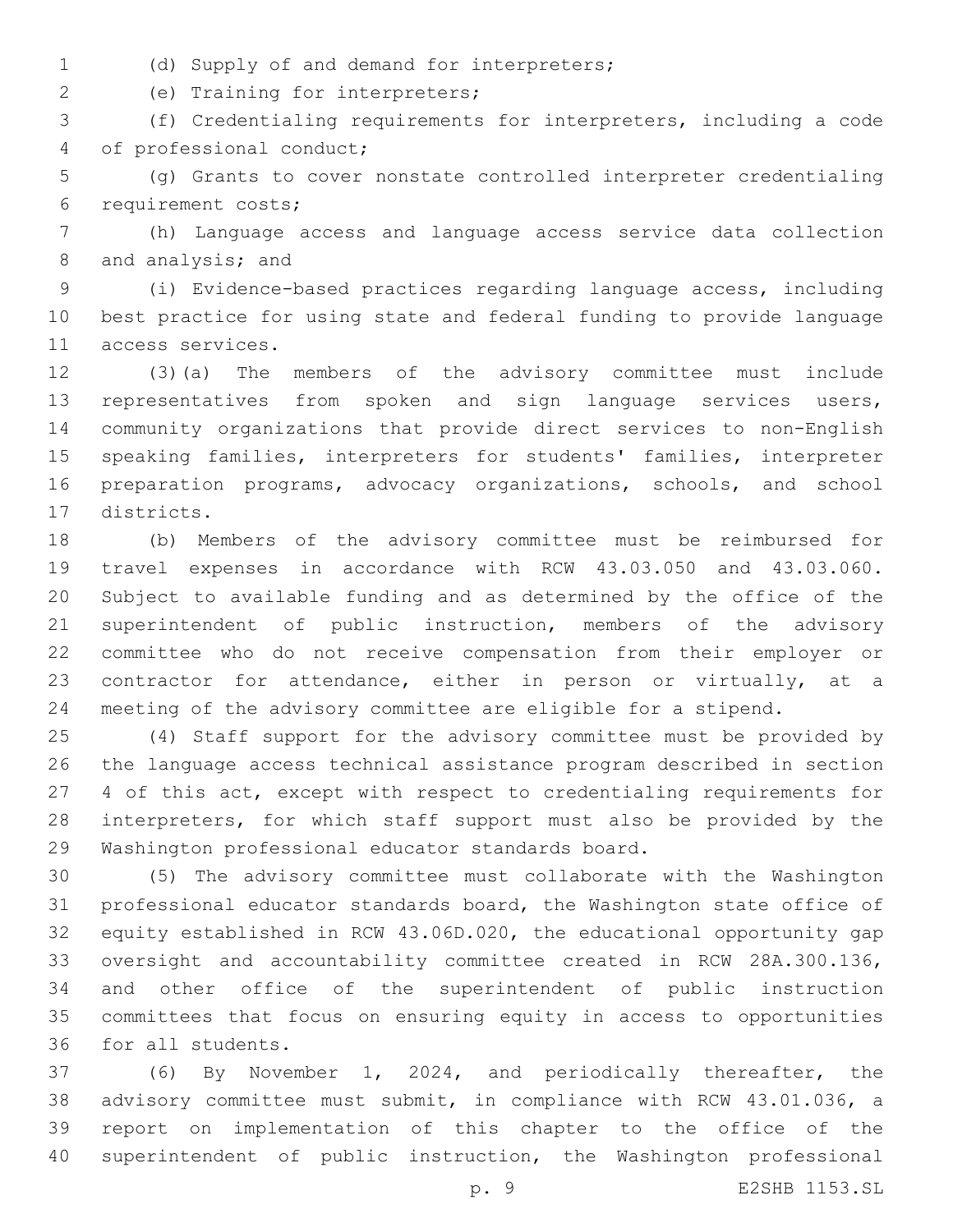(d) Supply of and demand for interpreters;

(e) Training for interpreters;

(f) Credentialing requirements for interpreters, including a code of professional conduct;

(g) Grants to cover nonstate controlled interpreter credentialing requirement costs;

(h) Language access and language access service data collection and analysis; and

(i) Evidence-based practices regarding language access, including best practice for using state and federal funding to provide language access services.

(3)(a) The members of the advisory committee must include representatives from spoken and sign language services users, community organizations that provide direct services to non-English speaking families, interpreters for students' families, interpreter preparation programs, advocacy organizations, schools, and school districts.

(b) Members of the advisory committee must be reimbursed for travel expenses in accordance with RCW 43.03.050 and 43.03.060. Subject to available funding and as determined by the office of the superintendent of public instruction, members of the advisory committee who do not receive compensation from their employer or contractor for attendance, either in person or virtually, at a meeting of the advisory committee are eligible for a stipend.

(4) Staff support for the advisory committee must be provided by the language access technical assistance program described in section 4 of this act, except with respect to credentialing requirements for interpreters, for which staff support must also be provided by the Washington professional educator standards board.

(5) The advisory committee must collaborate with the Washington professional educator standards board, the Washington state office of equity established in RCW 43.06D.020, the educational opportunity gap oversight and accountability committee created in RCW 28A.300.136, and other office of the superintendent of public instruction committees that focus on ensuring equity in access to opportunities for all students.

(6) By November 1, 2024, and periodically thereafter, the advisory committee must submit, in compliance with RCW 43.01.036, a report on implementation of this chapter to the office of the superintendent of public instruction, the Washington professional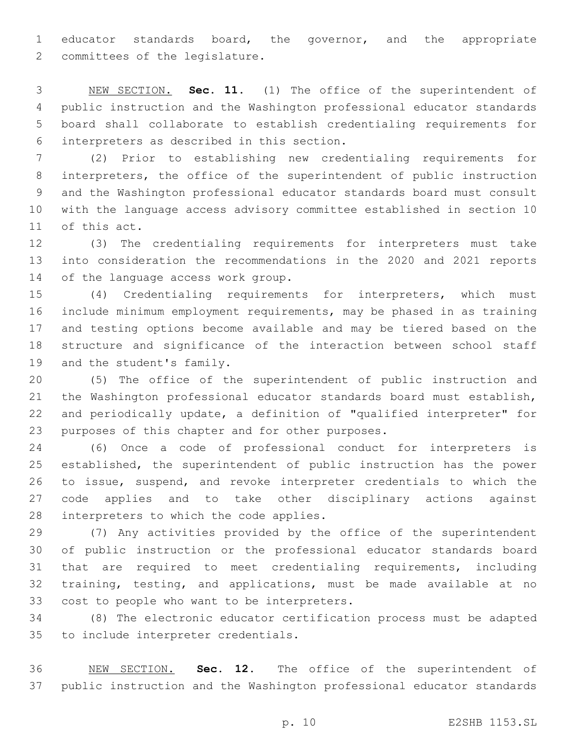educator standards board, the governor, and the appropriate committees of the legislature.

NEW SECTION. **Sec. 11.** (1) The office of the superintendent of public instruction and the Washington professional educator standards board shall collaborate to establish credentialing requirements for interpreters as described in this section.

(2) Prior to establishing new credentialing requirements for interpreters, the office of the superintendent of public instruction and the Washington professional educator standards board must consult with the language access advisory committee established in section 10 of this act.

(3) The credentialing requirements for interpreters must take into consideration the recommendations in the 2020 and 2021 reports of the language access work group.

(4) Credentialing requirements for interpreters, which must include minimum employment requirements, may be phased in as training and testing options become available and may be tiered based on the structure and significance of the interaction between school staff and the student's family.

(5) The office of the superintendent of public instruction and the Washington professional educator standards board must establish, and periodically update, a definition of "qualified interpreter" for purposes of this chapter and for other purposes.

(6) Once a code of professional conduct for interpreters is established, the superintendent of public instruction has the power to issue, suspend, and revoke interpreter credentials to which the code applies and to take other disciplinary actions against interpreters to which the code applies.

(7) Any activities provided by the office of the superintendent of public instruction or the professional educator standards board that are required to meet credentialing requirements, including training, testing, and applications, must be made available at no cost to people who want to be interpreters.

(8) The electronic educator certification process must be adapted to include interpreter credentials.

NEW SECTION. **Sec. 12.** The office of the superintendent of public instruction and the Washington professional educator standards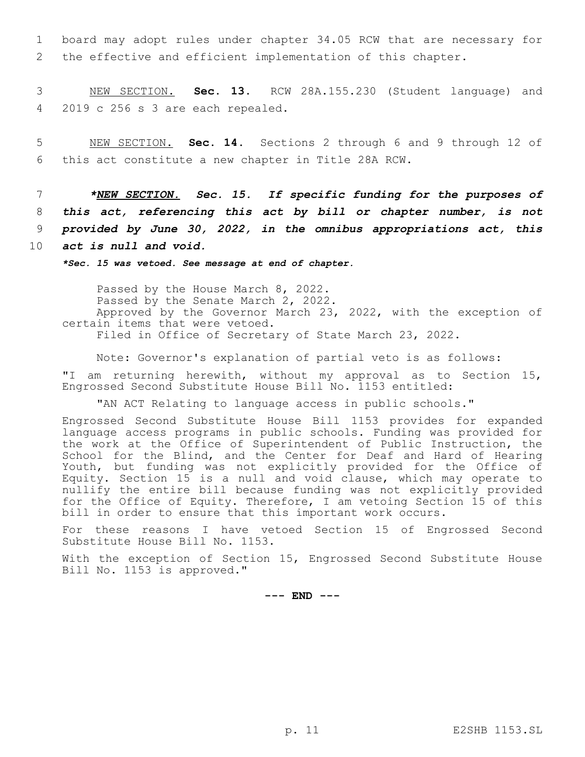board may adopt rules under chapter 34.05 RCW that are necessary for the effective and efficient implementation of this chapter.

NEW SECTION. **Sec. 13.** RCW 28A.155.230 (Student language) and 2019 c 256 s 3 are each repealed.

NEW SECTION. **Sec. 14.** Sections 2 through 6 and 9 through 12 of this act constitute a new chapter in Title 28A RCW.

***NEW SECTION. Sec. 15. If specific funding for the purposes of this act, referencing this act by bill or chapter number, is not provided by June 30, 2022, in the omnibus appropriations act, this act is null and void.***

***Sec. 15 was vetoed. See message at end of chapter.***

Passed by the House March 8, 2022.
Passed by the Senate March 2, 2022.
Approved by the Governor March 23, 2022, with the exception of certain items that were vetoed.
Filed in Office of Secretary of State March 23, 2022.

Note: Governor's explanation of partial veto is as follows:

"I am returning herewith, without my approval as to Section 15, Engrossed Second Substitute House Bill No. 1153 entitled:

"AN ACT Relating to language access in public schools."

Engrossed Second Substitute House Bill 1153 provides for expanded language access programs in public schools. Funding was provided for the work at the Office of Superintendent of Public Instruction, the School for the Blind, and the Center for Deaf and Hard of Hearing Youth, but funding was not explicitly provided for the Office of Equity. Section 15 is a null and void clause, which may operate to nullify the entire bill because funding was not explicitly provided for the Office of Equity. Therefore, I am vetoing Section 15 of this bill in order to ensure that this important work occurs.

For these reasons I have vetoed Section 15 of Engrossed Second Substitute House Bill No. 1153.

With the exception of Section 15, Engrossed Second Substitute House Bill No. 1153 is approved."

**--- END ---**